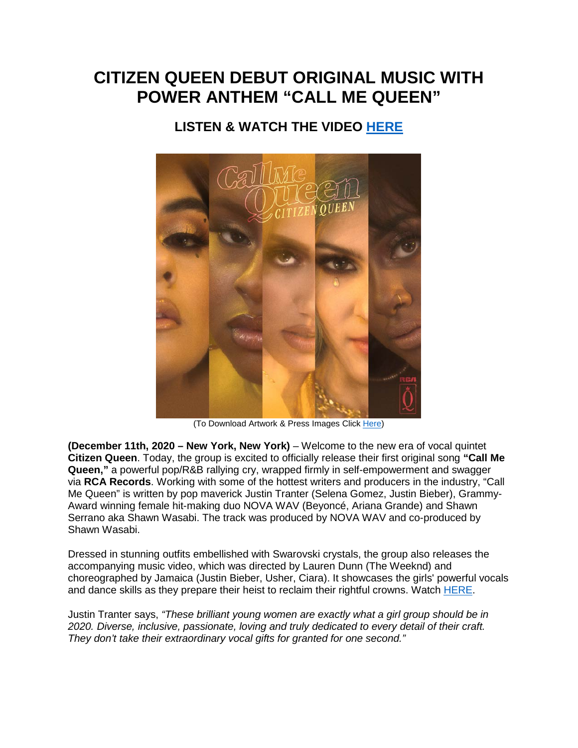# CITIZEN QUEEN DEBUT ORIGINAL MUSIC WITH POWER ANTHEM "CALL ME QUEEN"

## LISTEN & WATCH THE VIDEO [HERE]

(To Download Artwork & Press Images Click Here)

**(December 11th, 2020 – New York, New York)** – Welcome to the new era of vocal quintet **Citizen Queen**. Today, the group is excited to officially release their first original song **"Call Me Queen,"** a powerful pop/R&B rallying cry, wrapped firmly in self-empowerment and swagger via **RCA Records**. Working with some of the hottest writers and producers in the industry, "Call Me Queen" is written by pop maverick Justin Tranter (Selena Gomez, Justin Bieber), Grammy-Award winning female hit-making duo NOVA WAV (Beyoncé, Ariana Grande) and Shawn Serrano aka Shawn Wasabi. The track was produced by NOVA WAV and co-produced by Shawn Wasabi.

Dressed in stunning outfits embellished with Swarovski crystals, the group also releases the accompanying music video, which was directed by Lauren Dunn (The Weeknd) and choreographed by Jamaica (Justin Bieber, Usher, Ciara). It showcases the girls' powerful vocals and dance skills as they prepare their heist to reclaim their rightful crowns. Watch HERE.

Justin Tranter says, *"These brilliant young women are exactly what a girl group should be in 2020. Diverse, inclusive, passionate, loving and truly dedicated to every detail of their craft. They don't take their extraordinary vocal gifts for granted for one second."*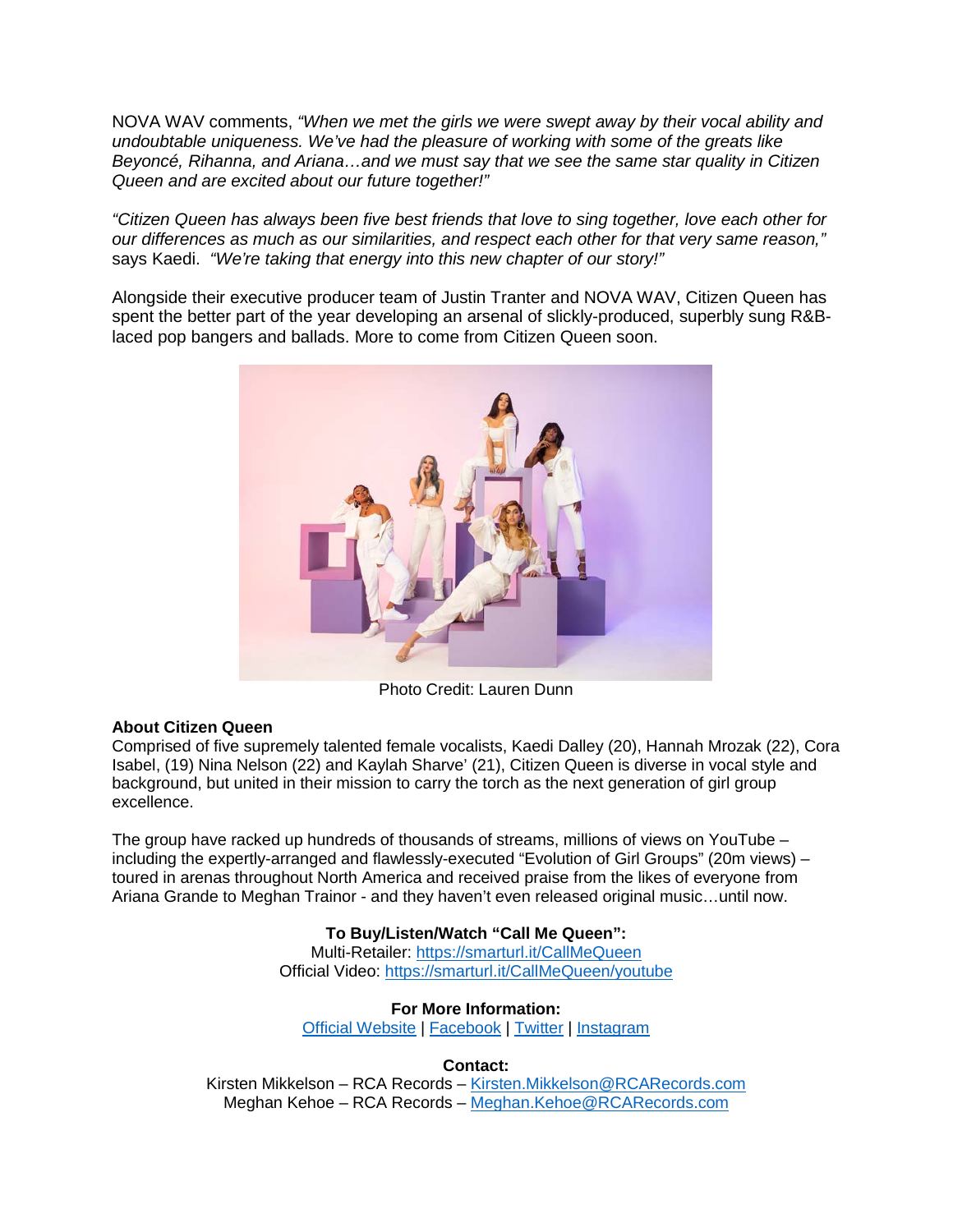NOVA WAV comments, *"When we met the girls we were swept away by their vocal ability and undoubtable uniqueness. We've had the pleasure of working with some of the greats like Beyoncé, Rihanna, and Ariana…and we must say that we see the same star quality in Citizen Queen and are excited about our future together!"*

*"Citizen Queen has always been five best friends that love to sing together, love each other for our differences as much as our similarities, and respect each other for that very same reason,"* says Kaedi. *"We're taking that energy into this new chapter of our story!"*

Alongside their executive producer team of Justin Tranter and NOVA WAV, Citizen Queen has spent the better part of the year developing an arsenal of slickly-produced, superbly sung R&B-laced pop bangers and ballads. More to come from Citizen Queen soon.

Photo Credit: Lauren Dunn

**About Citizen Queen**

Comprised of five supremely talented female vocalists, Kaedi Dalley (20), Hannah Mrozak (22), Cora Isabel, (19) Nina Nelson (22) and Kaylah Sharve' (21), Citizen Queen is diverse in vocal style and background, but united in their mission to carry the torch as the next generation of girl group excellence.

The group have racked up hundreds of thousands of streams, millions of views on YouTube – including the expertly-arranged and flawlessly-executed "Evolution of Girl Groups" (20m views) – toured in arenas throughout North America and received praise from the likes of everyone from Ariana Grande to Meghan Trainor - and they haven't even released original music…until now.

**To Buy/Listen/Watch "Call Me Queen":**

Multi-Retailer: https://smarturl.it/CallMeQueen
Official Video: https://smarturl.it/CallMeQueen/youtube

**For More Information:**

Official Website | Facebook | Twitter | Instagram

**Contact:**

Kirsten Mikkelson – RCA Records – Kirsten.Mikkelson@RCARecords.com
Meghan Kehoe – RCA Records – Meghan.Kehoe@RCARecords.com